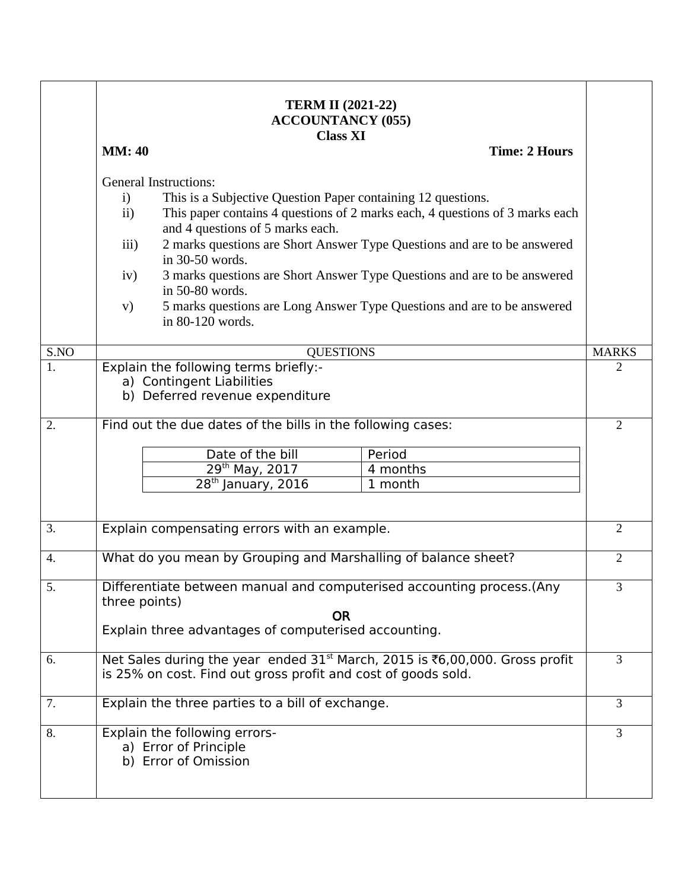**TERM II (2021-22)**
**ACCOUNTANCY (055)**
**Class XI**

**MM: 40** **Time: 2 Hours**

General Instructions:

i) This is a Subjective Question Paper containing 12 questions.
ii) This paper contains 4 questions of 2 marks each, 4 questions of 3 marks each and 4 questions of 5 marks each.
iii) 2 marks questions are Short Answer Type Questions and are to be answered in 30-50 words.
iv) 3 marks questions are Short Answer Type Questions and are to be answered in 50-80 words.
v) 5 marks questions are Long Answer Type Questions and are to be answered in 80-120 words.

| S.NO | QUESTIONS | MARKS |
|---|---|---|
| 1. | Explain the following terms briefly:-<br>a) Contingent Liabilities<br>b) Deferred revenue expenditure | 2 |
| 2. | Find out the due dates of the bills in the following cases:<br><br>Date of the bill — Period<br>29th May, 2017 — 4 months<br>28th January, 2016 — 1 month | 2 |
| 3. | Explain compensating errors with an example. | 2 |
| 4. | What do you mean by Grouping and Marshalling of balance sheet? | 2 |
| 5. | Differentiate between manual and computerised accounting process.(Any three points)<br>OR<br>Explain three advantages of computerised accounting. | 3 |
| 6. | Net Sales during the year ended 31st March, 2015 is ₹6,00,000. Gross profit is 25% on cost. Find out gross profit and cost of goods sold. | 3 |
| 7. | Explain the three parties to a bill of exchange. | 3 |
| 8. | Explain the following errors-<br>a) Error of Principle<br>b) Error of Omission | 3 |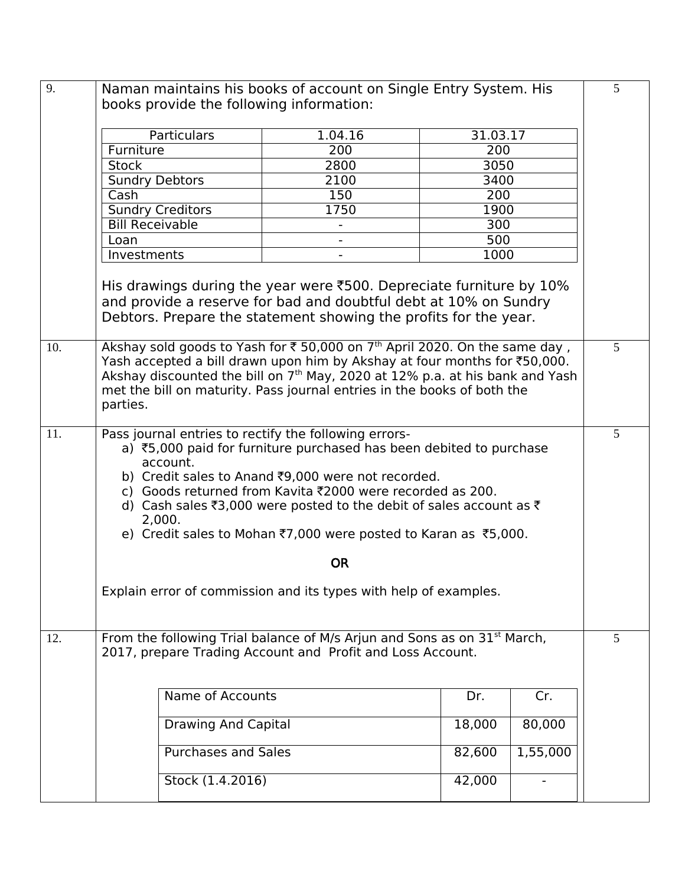**9.** Naman maintains his books of account on Single Entry System. His books provide the following information: **(5)**

| Particulars | 1.04.16 | 31.03.17 |
|---|---|---|
| Furniture | 200 | 200 |
| Stock | 2800 | 3050 |
| Sundry Debtors | 2100 | 3400 |
| Cash | 150 | 200 |
| Sundry Creditors | 1750 | 1900 |
| Bill Receivable | - | 300 |
| Loan | - | 500 |
| Investments | - | 1000 |

His drawings during the year were ₹500. Depreciate furniture by 10% and provide a reserve for bad and doubtful debt at 10% on Sundry Debtors. Prepare the statement showing the profits for the year.

**10.** Akshay sold goods to Yash for ₹ 50,000 on 7th April 2020. On the same day , Yash accepted a bill drawn upon him by Akshay at four months for ₹50,000. Akshay discounted the bill on 7th May, 2020 at 12% p.a. at his bank and Yash met the bill on maturity. Pass journal entries in the books of both the parties. **(5)**

**11.** Pass journal entries to rectify the following errors- **(5)**

a) ₹5,000 paid for furniture purchased has been debited to purchase account.
b) Credit sales to Anand ₹9,000 were not recorded.
c) Goods returned from Kavita ₹2000 were recorded as 200.
d) Cash sales ₹3,000 were posted to the debit of sales account as ₹ 2,000.
e) Credit sales to Mohan ₹7,000 were posted to Karan as ₹5,000.

**OR**

Explain error of commission and its types with help of examples.

**12.** From the following Trial balance of M/s Arjun and Sons as on 31st March, 2017, prepare Trading Account and Profit and Loss Account. **(5)**

| Name of Accounts | Dr. | Cr. |
|---|---|---|
| Drawing And Capital | 18,000 | 80,000 |
| Purchases and Sales | 82,600 | 1,55,000 |
| Stock (1.4.2016) | 42,000 | - |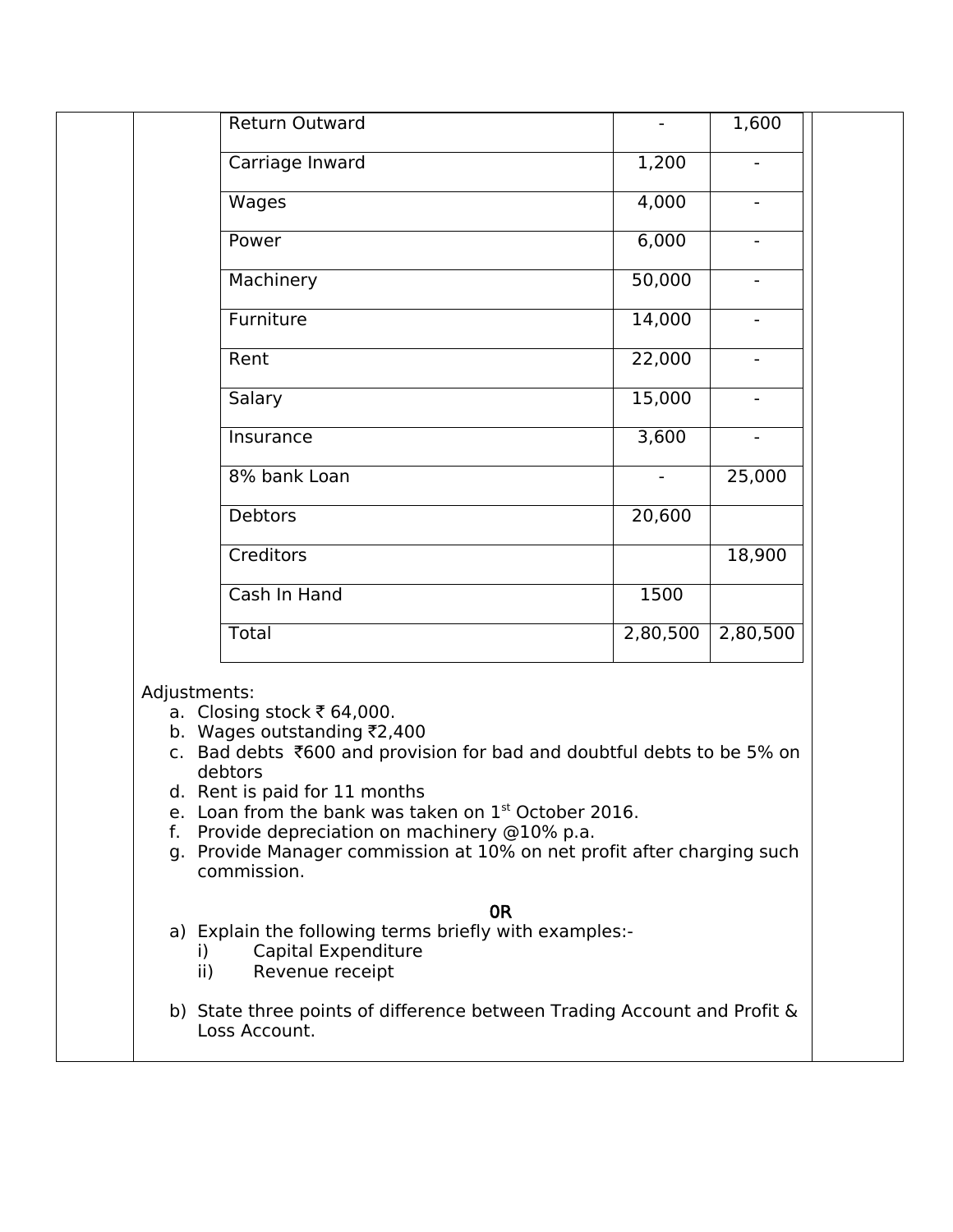| | | |
|---|---|---|
| Return Outward | - | 1,600 |
| Carriage Inward | 1,200 | - |
| Wages | 4,000 | - |
| Power | 6,000 | - |
| Machinery | 50,000 | - |
| Furniture | 14,000 | - |
| Rent | 22,000 | - |
| Salary | 15,000 | - |
| Insurance | 3,600 | - |
| 8% bank Loan | - | 25,000 |
| Debtors | 20,600 | |
| Creditors | | 18,900 |
| Cash In Hand | 1500 | |
| Total | 2,80,500 | 2,80,500 |

Adjustments:

a. Closing stock ₹ 64,000.
b. Wages outstanding ₹2,400
c. Bad debts ₹600 and provision for bad and doubtful debts to be 5% on debtors
d. Rent is paid for 11 months
e. Loan from the bank was taken on 1st October 2016.
f. Provide depreciation on machinery @10% p.a.
g. Provide Manager commission at 10% on net profit after charging such commission.

OR

a) Explain the following terms briefly with examples:-
   i) Capital Expenditure
   ii) Revenue receipt

b) State three points of difference between Trading Account and Profit & Loss Account.